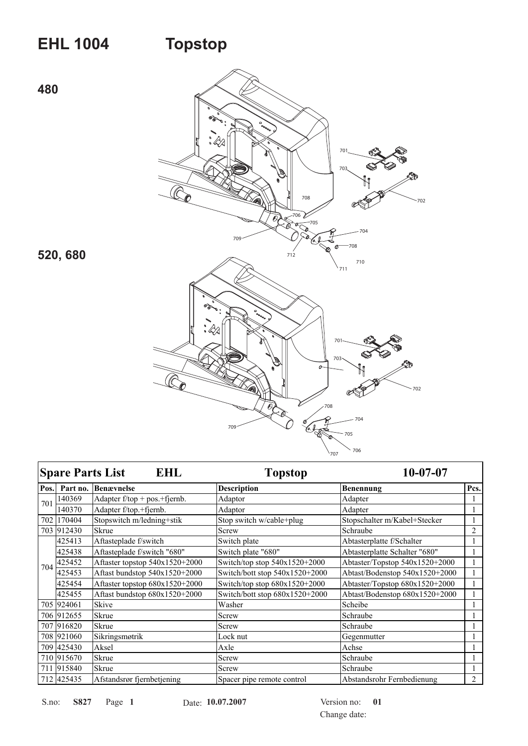# EHL 1004 Topstop

## 480

701
703
702
708
706
705
704
709
708
712
710
711

## 520, 680

701
703
702
708
704
709
705
706
707

| Spare Parts List | EHL | | Topstop | 10-07-07 | |
|---|---|---|---|---|---|
| **Pos.** | **Part no.** | **Benævnelse** | **Description** | **Benennung** | **Pcs.** |
| 701 | 140369 | Adapter f/top + pos.+fjernb. | Adaptor | Adapter | 1 |
| | 140370 | Adapter f/top.+fjernb. | Adaptor | Adapter | 1 |
| 702 | 170404 | Stopswitch m/ledning+stik | Stop switch w/cable+plug | Stopschalter m/Kabel+Stecker | 1 |
| 703 | 912430 | Skrue | Screw | Schraube | 2 |
| 704 | 425413 | Aftasteplade f/switch | Switch plate | Abtasterplatte f/Schalter | 1 |
| | 425438 | Aftasteplade f/switch "680" | Switch plate "680" | Abtasterplatte Schalter "680" | 1 |
| | 425452 | Aftaster topstop 540x1520+2000 | Switch/top stop 540x1520+2000 | Abtaster/Topstop 540x1520+2000 | 1 |
| | 425453 | Aftast bundstop 540x1520+2000 | Switch/bott stop 540x1520+2000 | Abtast/Bodenstop 540x1520+2000 | 1 |
| | 425454 | Aftaster topstop 680x1520+2000 | Switch/top stop 680x1520+2000 | Abtaster/Topstop 680x1520+2000 | 1 |
| | 425455 | Aftast bundstop 680x1520+2000 | Switch/bott stop 680x1520+2000 | Abtast/Bodenstop 680x1520+2000 | 1 |
| 705 | 924061 | Skive | Washer | Scheibe | 1 |
| 706 | 912655 | Skrue | Screw | Schraube | 1 |
| 707 | 916820 | Skrue | Screw | Schraube | 1 |
| 708 | 921060 | Sikringsmøtrik | Lock nut | Gegenmutter | 1 |
| 709 | 425430 | Aksel | Axle | Achse | 1 |
| 710 | 915670 | Skrue | Screw | Schraube | 1 |
| 711 | 915840 | Skrue | Screw | Schraube | 1 |
| 712 | 425435 | Afstandsrør fjernbetjening | Spacer pipe remote control | Abstandsrohr Fernbedienung | 2 |

S.no: **S827** Page **1** Date: **10.07.2007** Version no: **01**
Change date: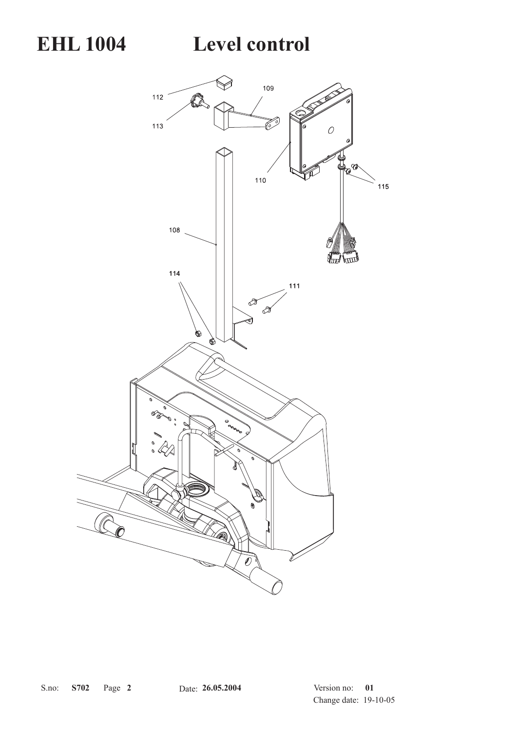# EHL 1004 Level control

112

109

113

110

115

108

114

111

S.no: **S702** Page **2** Date: **26.05.2004** Version no: **01**

Change date: 19-10-05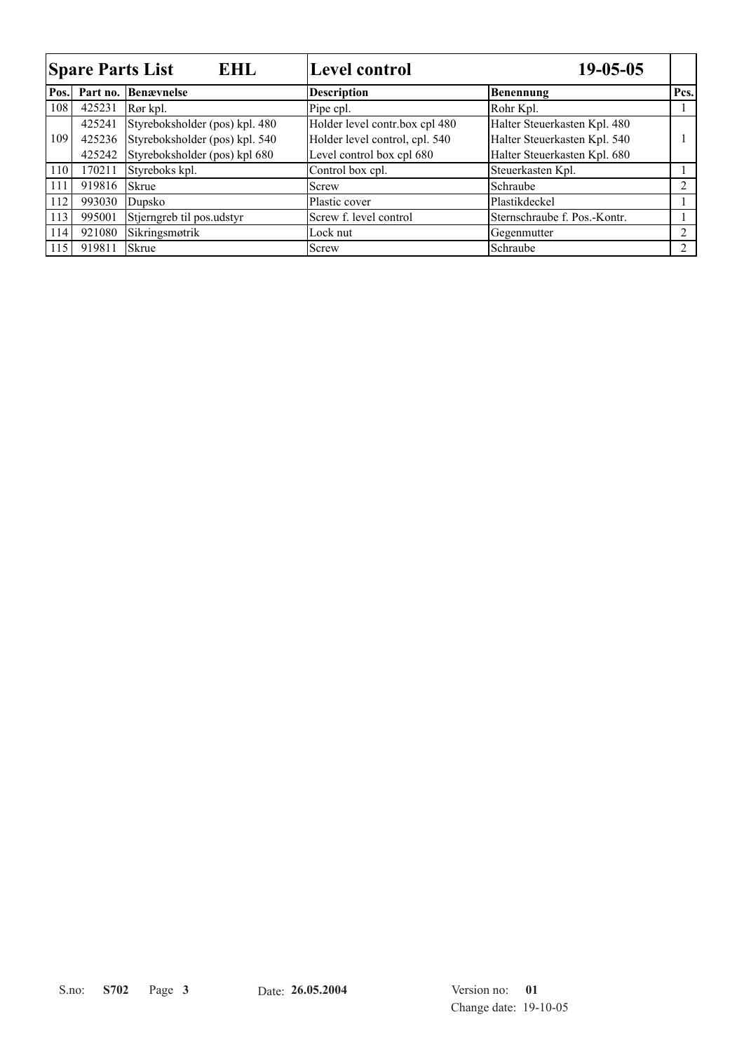| Spare Parts List | EHL | | Level control | 19-05-05 | |
|---|---|---|---|---|---|
| **Pos.** | **Part no.** | **Benævnelse** | **Description** | **Benennung** | **Pcs.** |
| 108 | 425231 | Rør kpl. | Pipe cpl. | Rohr Kpl. | 1 |
| 109 | 425241 | Styreboksholder (pos) kpl. 480 | Holder level contr.box cpl 480 | Halter Steuerkasten Kpl. 480 | 1 |
| | 425236 | Styreboksholder (pos) kpl. 540 | Holder level control, cpl. 540 | Halter Steuerkasten Kpl. 540 | |
| | 425242 | Styreboksholder (pos) kpl 680 | Level control box cpl 680 | Halter Steuerkasten Kpl. 680 | |
| 110 | 170211 | Styreboks kpl. | Control box cpl. | Steuerkasten Kpl. | 1 |
| 111 | 919816 | Skrue | Screw | Schraube | 2 |
| 112 | 993030 | Dupsko | Plastic cover | Plastikdeckel | 1 |
| 113 | 995001 | Stjerngreb til pos.udstyr | Screw f. level control | Sternschraube f. Pos.-Kontr. | 1 |
| 114 | 921080 | Sikringsmøtrik | Lock nut | Gegenmutter | 2 |
| 115 | 919811 | Skrue | Screw | Schraube | 2 |

S.no: **S702** Page **3** Date: **26.05.2004** Version no: **01**

Change date: 19-10-05